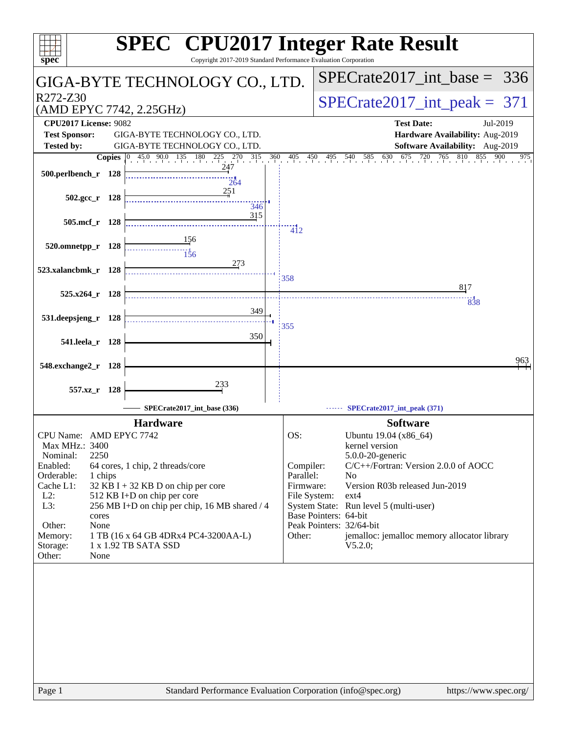# SPEC CPU2017 Integer Rate Result

Copyright 2017-2019 Standard Performance Evaluation Corporation

## GIGA-BYTE TECHNOLOGY CO., LTD.

R272-Z30
(AMD EPYC 7742, 2.25GHz)

SPECrate2017_int_base = 336

SPECrate2017_int_peak = 371

**CPU2017 License:** 9082
**Test Sponsor:** GIGA-BYTE TECHNOLOGY CO., LTD.
**Tested by:** GIGA-BYTE TECHNOLOGY CO., LTD.

**Test Date:** Jul-2019
**Hardware Availability:** Aug-2019
**Software Availability:** Aug-2019

| Benchmark | Copies | Base | Peak |
|---|---|---|---|
| 500.perlbench_r | 128 | 247 | 264 |
| 502.gcc_r | 128 | 251 | 346 |
| 505.mcf_r | 128 | 315 | 412 |
| 520.omnetpp_r | 128 | 156 | 156 |
| 523.xalancbmk_r | 128 | 273 | 358 |
| 525.x264_r | 128 | 817 | 838 |
| 531.deepsjeng_r | 128 | 349 | 355 |
| 541.leela_r | 128 | 350 | |
| 548.exchange2_r | 128 | 963 | |
| 557.xz_r | 128 | 233 | |

SPECrate2017_int_base (336) — SPECrate2017_int_peak (371)

### Hardware

| | |
|---|---|
| CPU Name: | AMD EPYC 7742 |
| Max MHz.: | 3400 |
| Nominal: | 2250 |
| Enabled: | 64 cores, 1 chip, 2 threads/core |
| Orderable: | 1 chips |
| Cache L1: | 32 KB I + 32 KB D on chip per core |
| L2: | 512 KB I+D on chip per core |
| L3: | 256 MB I+D on chip per chip, 16 MB shared / 4 cores |
| Other: | None |
| Memory: | 1 TB (16 x 64 GB 4DRx4 PC4-3200AA-L) |
| Storage: | 1 x 1.92 TB SATA SSD |
| Other: | None |

### Software

| | |
|---|---|
| OS: | Ubuntu 19.04 (x86_64) kernel version 5.0.0-20-generic |
| Compiler: | C/C++/Fortran: Version 2.0.0 of AOCC |
| Parallel: | No |
| Firmware: | Version R03b released Jun-2019 |
| File System: | ext4 |
| System State: | Run level 5 (multi-user) |
| Base Pointers: | 64-bit |
| Peak Pointers: | 32/64-bit |
| Other: | jemalloc: jemalloc memory allocator library V5.2.0; |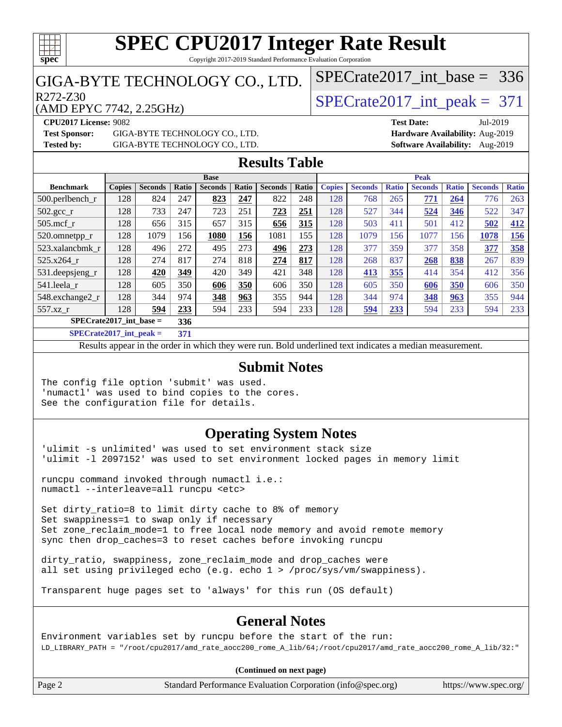# SPEC CPU2017 Integer Rate Result

Copyright 2017-2019 Standard Performance Evaluation Corporation

## GIGA-BYTE TECHNOLOGY CO., LTD.

R272-Z30
(AMD EPYC 7742, 2.25GHz)

SPECrate2017_int_base = 336

SPECrate2017_int_peak = 371

**CPU2017 License:** 9082
**Test Sponsor:** GIGA-BYTE TECHNOLOGY CO., LTD.
**Tested by:** GIGA-BYTE TECHNOLOGY CO., LTD.

**Test Date:** Jul-2019
**Hardware Availability:** Aug-2019
**Software Availability:** Aug-2019

## Results Table

| Benchmark | Base | | | | | | | Peak | | | | | | |
|---|---|---|---|---|---|---|---|---|---|---|---|---|---|---|
| | Copies | Seconds | Ratio | Seconds | Ratio | Seconds | Ratio | Copies | Seconds | Ratio | Seconds | Ratio | Seconds | Ratio |
| 500.perlbench_r | 128 | 824 | 247 | **823** | **247** | 822 | 248 | 128 | 768 | 265 | **771** | **264** | 776 | 263 |
| 502.gcc_r | 128 | 733 | 247 | 723 | 251 | **723** | **251** | 128 | 527 | 344 | **524** | **346** | 522 | 347 |
| 505.mcf_r | 128 | 656 | 315 | 657 | 315 | **656** | **315** | 128 | 503 | 411 | 501 | 412 | **502** | **412** |
| 520.omnetpp_r | 128 | 1079 | 156 | **1080** | **156** | 1081 | 155 | 128 | 1079 | 156 | 1077 | 156 | **1078** | **156** |
| 523.xalancbmk_r | 128 | 496 | 272 | 495 | 273 | **496** | **273** | 128 | 377 | 359 | 377 | 358 | **377** | **358** |
| 525.x264_r | 128 | 274 | 817 | 274 | 818 | **274** | **817** | 128 | 268 | 837 | **268** | **838** | 267 | 839 |
| 531.deepsjeng_r | 128 | **420** | **349** | 420 | 349 | 421 | 348 | 128 | **413** | **355** | 414 | 354 | 412 | 356 |
| 541.leela_r | 128 | 605 | 350 | **606** | **350** | 606 | 350 | 128 | 605 | 350 | **606** | **350** | 606 | 350 |
| 548.exchange2_r | 128 | 344 | 974 | **348** | **963** | 355 | 944 | 128 | 344 | 974 | **348** | **963** | 355 | 944 |
| 557.xz_r | 128 | **594** | **233** | 594 | 233 | 594 | 233 | 128 | **594** | **233** | 594 | 233 | 594 | 233 |

**SPECrate2017_int_base =** **336**

**SPECrate2017_int_peak =** **371**

Results appear in the order in which they were run. Bold underlined text indicates a median measurement.

## Submit Notes

```
The config file option 'submit' was used.
'numactl' was used to bind copies to the cores.
See the configuration file for details.
```

## Operating System Notes

```
'ulimit -s unlimited' was used to set environment stack size
'ulimit -l 2097152' was used to set environment locked pages in memory limit

runcpu command invoked through numactl i.e.:
numactl --interleave=all runcpu <etc>

Set dirty_ratio=8 to limit dirty cache to 8% of memory
Set swappiness=1 to swap only if necessary
Set zone_reclaim_mode=1 to free local node memory and avoid remote memory
sync then drop_caches=3 to reset caches before invoking runcpu

dirty_ratio, swappiness, zone_reclaim_mode and drop_caches were
all set using privileged echo (e.g. echo 1 > /proc/sys/vm/swappiness).

Transparent huge pages set to 'always' for this run (OS default)
```

## General Notes

```
Environment variables set by runcpu before the start of the run:
LD_LIBRARY_PATH = "/root/cpu2017/amd_rate_aocc200_rome_A_lib/64;/root/cpu2017/amd_rate_aocc200_rome_A_lib/32:"
```

**(Continued on next page)**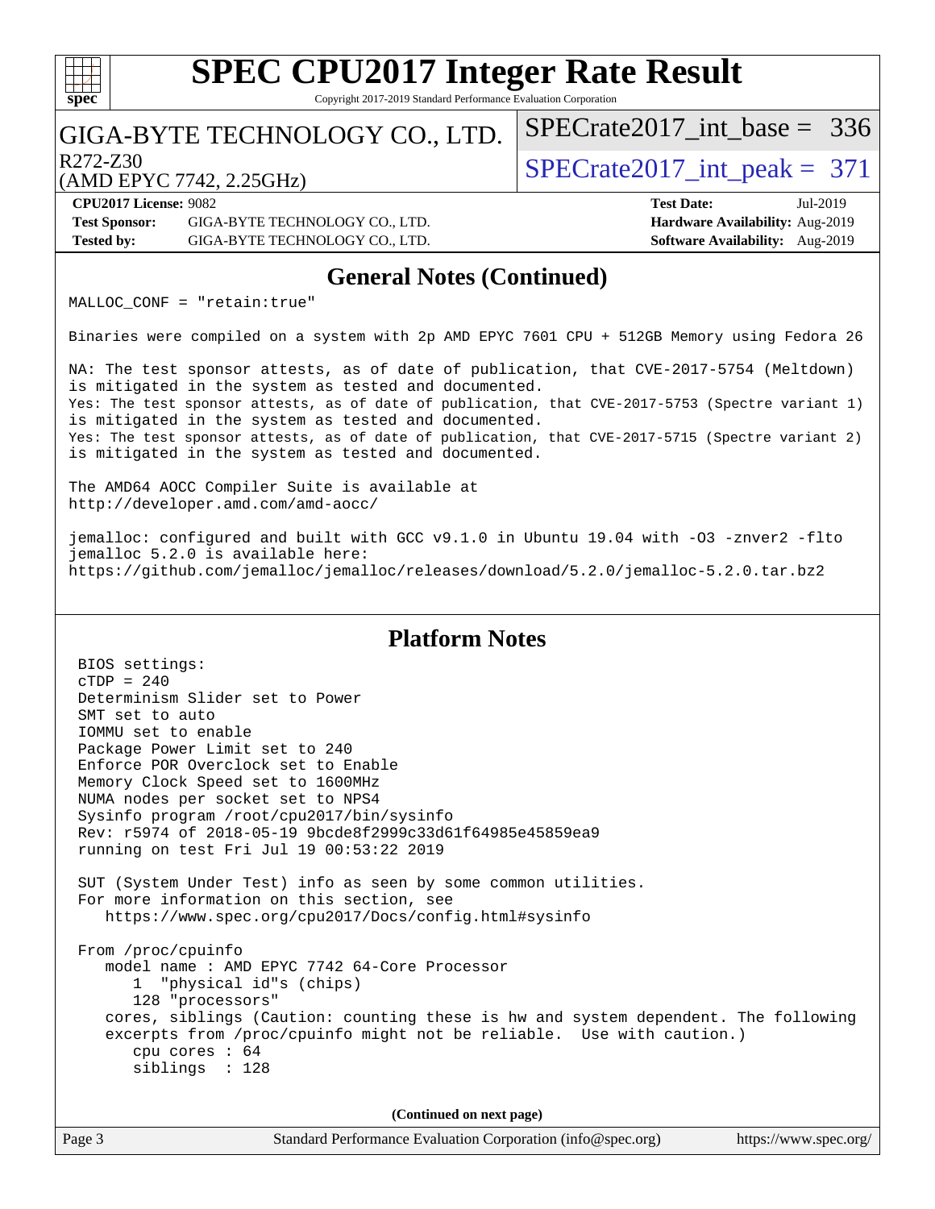## General Notes (Continued)

```
MALLOC_CONF = "retain:true"

Binaries were compiled on a system with 2p AMD EPYC 7601 CPU + 512GB Memory using Fedora 26

NA: The test sponsor attests, as of date of publication, that CVE-2017-5754 (Meltdown)
is mitigated in the system as tested and documented.
Yes: The test sponsor attests, as of date of publication, that CVE-2017-5753 (Spectre variant 1)
is mitigated in the system as tested and documented.
Yes: The test sponsor attests, as of date of publication, that CVE-2017-5715 (Spectre variant 2)
is mitigated in the system as tested and documented.

The AMD64 AOCC Compiler Suite is available at
http://developer.amd.com/amd-aocc/

jemalloc: configured and built with GCC v9.1.0 in Ubuntu 19.04 with -O3 -znver2 -flto
jemalloc 5.2.0 is available here:
https://github.com/jemalloc/jemalloc/releases/download/5.2.0/jemalloc-5.2.0.tar.bz2
```

## Platform Notes

```
BIOS settings:
cTDP = 240
Determinism Slider set to Power
SMT set to auto
IOMMU set to enable
Package Power Limit set to 240
Enforce POR Overclock set to Enable
Memory Clock Speed set to 1600MHz
NUMA nodes per socket set to NPS4
Sysinfo program /root/cpu2017/bin/sysinfo
Rev: r5974 of 2018-05-19 9bcde8f2999c33d61f64985e45859ea9
running on test Fri Jul 19 00:53:22 2019

SUT (System Under Test) info as seen by some common utilities.
For more information on this section, see
   https://www.spec.org/cpu2017/Docs/config.html#sysinfo

From /proc/cpuinfo
   model name : AMD EPYC 7742 64-Core Processor
      1  "physical id"s (chips)
      128 "processors"
   cores, siblings (Caution: counting these is hw and system dependent. The following
   excerpts from /proc/cpuinfo might not be reliable.  Use with caution.)
      cpu cores : 64
      siblings  : 128
```

(Continued on next page)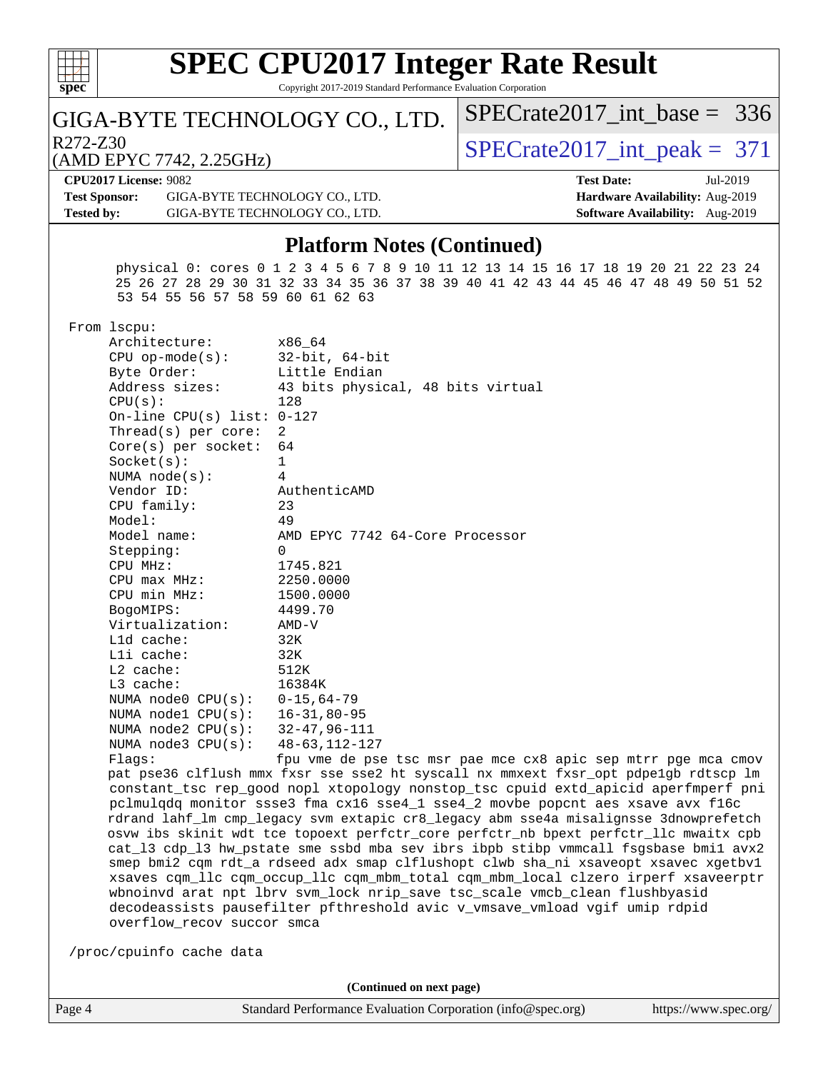## Platform Notes (Continued)

```
      physical 0: cores 0 1 2 3 4 5 6 7 8 9 10 11 12 13 14 15 16 17 18 19 20 21 22 23 24
      25 26 27 28 29 30 31 32 33 34 35 36 37 38 39 40 41 42 43 44 45 46 47 48 49 50 51 52
      53 54 55 56 57 58 59 60 61 62 63

 From lscpu:
      Architecture:          x86_64
      CPU op-mode(s):        32-bit, 64-bit
      Byte Order:            Little Endian
      Address sizes:         43 bits physical, 48 bits virtual
      CPU(s):                128
      On-line CPU(s) list: 0-127
      Thread(s) per core:  2
      Core(s) per socket:  64
      Socket(s):             1
      NUMA node(s):          4
      Vendor ID:             AuthenticAMD
      CPU family:            23
      Model:                 49
      Model name:            AMD EPYC 7742 64-Core Processor
      Stepping:              0
      CPU MHz:               1745.821
      CPU max MHz:           2250.0000
      CPU min MHz:           1500.0000
      BogoMIPS:              4499.70
      Virtualization:        AMD-V
      L1d cache:             32K
      L1i cache:             32K
      L2 cache:              512K
      L3 cache:              16384K
      NUMA node0 CPU(s):     0-15,64-79
      NUMA node1 CPU(s):     16-31,80-95
      NUMA node2 CPU(s):     32-47,96-111
      NUMA node3 CPU(s):     48-63,112-127
      Flags:                 fpu vme de pse tsc msr pae mce cx8 apic sep mtrr pge mca cmov
      pat pse36 clflush mmx fxsr sse sse2 ht syscall nx mmxext fxsr_opt pdpe1gb rdtscp lm
      constant_tsc rep_good nopl xtopology nonstop_tsc cpuid extd_apicid aperfmperf pni
      pclmulqdq monitor ssse3 fma cx16 sse4_1 sse4_2 movbe popcnt aes xsave avx f16c
      rdrand lahf_lm cmp_legacy svm extapic cr8_legacy abm sse4a misalignsse 3dnowprefetch
      osvw ibs skinit wdt tce topoext perfctr_core perfctr_nb bpext perfctr_llc mwaitx cpb
      cat_l3 cdp_l3 hw_pstate sme ssbd mba sev ibrs ibpb stibp vmmcall fsgsbase bmi1 avx2
      smep bmi2 cqm rdt_a rdseed adx smap clflushopt clwb sha_ni xsaveopt xsavec xgetbv1
      xsaves cqm_llc cqm_occup_llc cqm_mbm_total cqm_mbm_local clzero irperf xsaveerptr
      wbnoinvd arat npt lbrv svm_lock nrip_save tsc_scale vmcb_clean flushbyasid
      decodeassists pausefilter pfthreshold avic v_vmsave_vmload vgif umip rdpid
      overflow_recov succor smca

 /proc/cpuinfo cache data
```

**(Continued on next page)**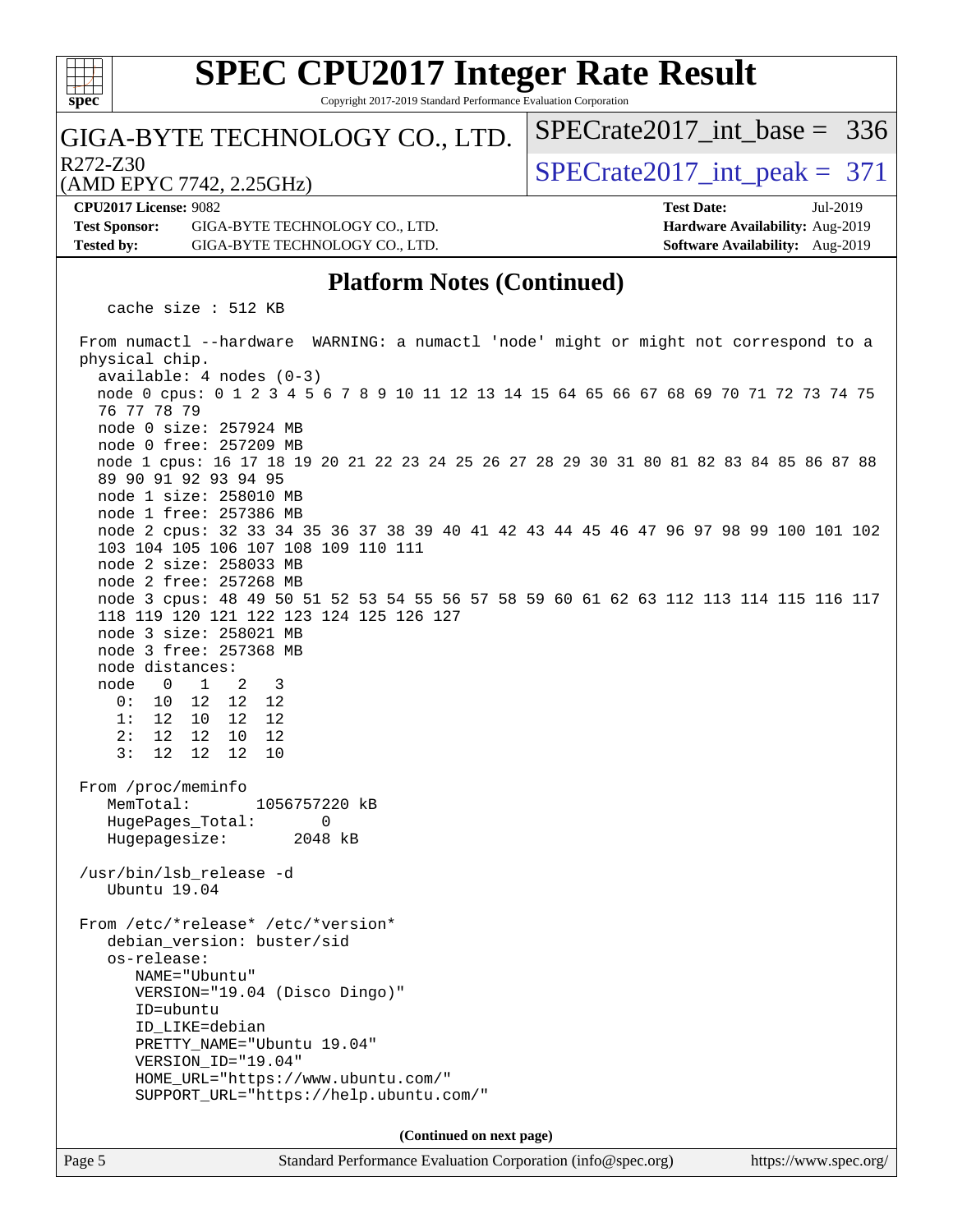# SPEC CPU2017 Integer Rate Result

Copyright 2017-2019 Standard Performance Evaluation Corporation

GIGA-BYTE TECHNOLOGY CO., LTD.

R272-Z30

(AMD EPYC 7742, 2.25GHz)

SPECrate2017_int_base = 336

SPECrate2017_int_peak = 371

**CPU2017 License:** 9082
**Test Sponsor:** GIGA-BYTE TECHNOLOGY CO., LTD.
**Tested by:** GIGA-BYTE TECHNOLOGY CO., LTD.

**Test Date:** Jul-2019
**Hardware Availability:** Aug-2019
**Software Availability:** Aug-2019

## Platform Notes (Continued)

```
    cache size : 512 KB

 From numactl --hardware  WARNING: a numactl 'node' might or might not correspond to a
 physical chip.
   available: 4 nodes (0-3)
   node 0 cpus: 0 1 2 3 4 5 6 7 8 9 10 11 12 13 14 15 64 65 66 67 68 69 70 71 72 73 74 75
   76 77 78 79
   node 0 size: 257924 MB
   node 0 free: 257209 MB
   node 1 cpus: 16 17 18 19 20 21 22 23 24 25 26 27 28 29 30 31 80 81 82 83 84 85 86 87 88
   89 90 91 92 93 94 95
   node 1 size: 258010 MB
   node 1 free: 257386 MB
   node 2 cpus: 32 33 34 35 36 37 38 39 40 41 42 43 44 45 46 47 96 97 98 99 100 101 102
   103 104 105 106 107 108 109 110 111
   node 2 size: 258033 MB
   node 2 free: 257268 MB
   node 3 cpus: 48 49 50 51 52 53 54 55 56 57 58 59 60 61 62 63 112 113 114 115 116 117
   118 119 120 121 122 123 124 125 126 127
   node 3 size: 258021 MB
   node 3 free: 257368 MB
   node distances:
   node   0   1   2   3
     0:  10  12  12  12
     1:  12  10  12  12
     2:  12  12  10  12
     3:  12  12  12  10

 From /proc/meminfo
    MemTotal:       1056757220 kB
    HugePages_Total:       0
    Hugepagesize:       2048 kB

 /usr/bin/lsb_release -d
    Ubuntu 19.04

 From /etc/*release* /etc/*version*
    debian_version: buster/sid
    os-release:
       NAME="Ubuntu"
       VERSION="19.04 (Disco Dingo)"
       ID=ubuntu
       ID_LIKE=debian
       PRETTY_NAME="Ubuntu 19.04"
       VERSION_ID="19.04"
       HOME_URL="https://www.ubuntu.com/"
       SUPPORT_URL="https://help.ubuntu.com/"
```

**(Continued on next page)**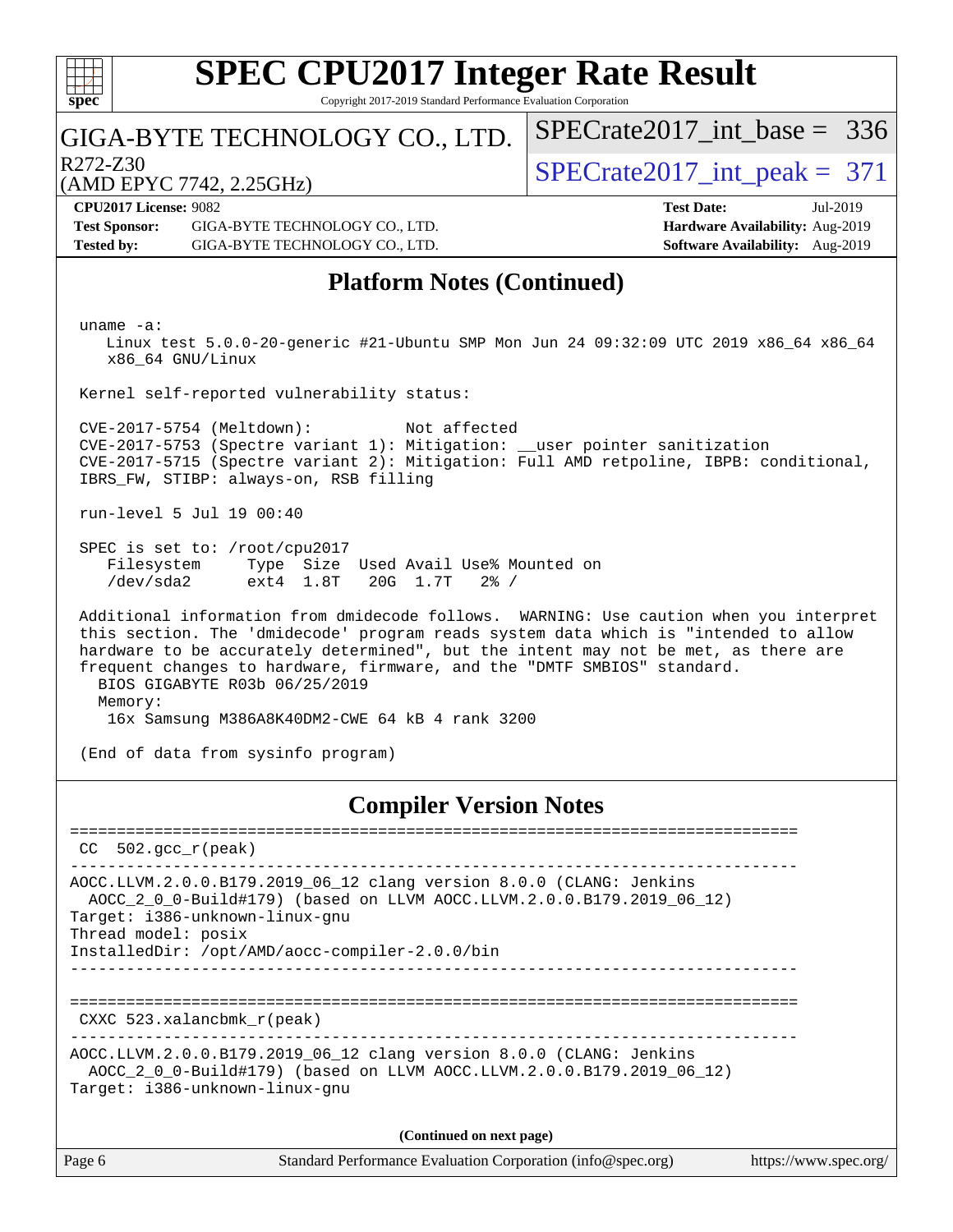## Platform Notes (Continued)

```
uname -a:
   Linux test 5.0.0-20-generic #21-Ubuntu SMP Mon Jun 24 09:32:09 UTC 2019 x86_64 x86_64
   x86_64 GNU/Linux

Kernel self-reported vulnerability status:

CVE-2017-5754 (Meltdown):          Not affected
CVE-2017-5753 (Spectre variant 1): Mitigation: __user pointer sanitization
CVE-2017-5715 (Spectre variant 2): Mitigation: Full AMD retpoline, IBPB: conditional,
IBRS_FW, STIBP: always-on, RSB filling

run-level 5 Jul 19 00:40

SPEC is set to: /root/cpu2017
   Filesystem     Type  Size  Used Avail Use% Mounted on
   /dev/sda2      ext4  1.8T   20G  1.7T   2% /

Additional information from dmidecode follows.  WARNING: Use caution when you interpret
this section. The 'dmidecode' program reads system data which is "intended to allow
hardware to be accurately determined", but the intent may not be met, as there are
frequent changes to hardware, firmware, and the "DMTF SMBIOS" standard.
  BIOS GIGABYTE R03b 06/25/2019
  Memory:
   16x Samsung M386A8K40DM2-CWE 64 kB 4 rank 3200

(End of data from sysinfo program)
```

## Compiler Version Notes

```
==============================================================================
 CC  502.gcc_r(peak)
------------------------------------------------------------------------------
AOCC.LLVM.2.0.0.B179.2019_06_12 clang version 8.0.0 (CLANG: Jenkins
  AOCC_2_0_0-Build#179) (based on LLVM AOCC.LLVM.2.0.0.B179.2019_06_12)
Target: i386-unknown-linux-gnu
Thread model: posix
InstalledDir: /opt/AMD/aocc-compiler-2.0.0/bin
------------------------------------------------------------------------------

==============================================================================
 CXXC 523.xalancbmk_r(peak)
------------------------------------------------------------------------------
AOCC.LLVM.2.0.0.B179.2019_06_12 clang version 8.0.0 (CLANG: Jenkins
  AOCC_2_0_0-Build#179) (based on LLVM AOCC.LLVM.2.0.0.B179.2019_06_12)
Target: i386-unknown-linux-gnu
```

(Continued on next page)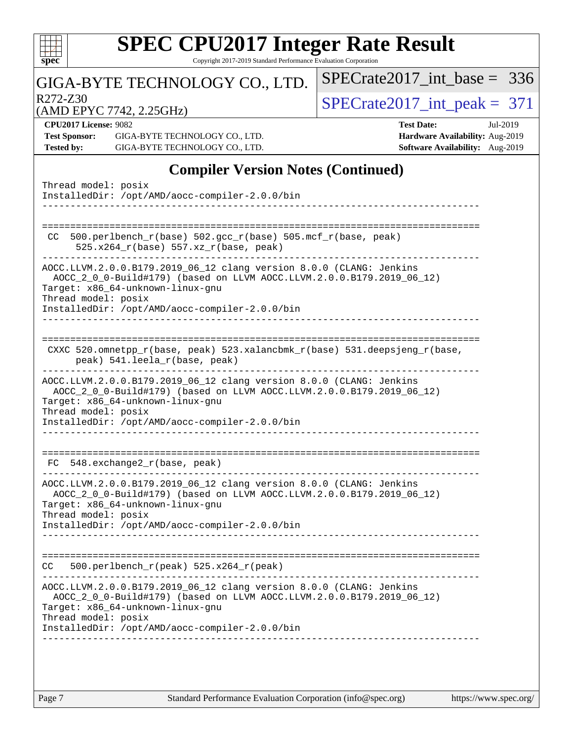## Compiler Version Notes (Continued)

```
Thread model: posix
InstalledDir: /opt/AMD/aocc-compiler-2.0.0/bin
------------------------------------------------------------------------------

==============================================================================
 CC  500.perlbench_r(base) 502.gcc_r(base) 505.mcf_r(base, peak)
      525.x264_r(base) 557.xz_r(base, peak)
------------------------------------------------------------------------------
AOCC.LLVM.2.0.0.B179.2019_06_12 clang version 8.0.0 (CLANG: Jenkins
  AOCC_2_0_0-Build#179) (based on LLVM AOCC.LLVM.2.0.0.B179.2019_06_12)
Target: x86_64-unknown-linux-gnu
Thread model: posix
InstalledDir: /opt/AMD/aocc-compiler-2.0.0/bin
------------------------------------------------------------------------------

==============================================================================
 CXXC 520.omnetpp_r(base, peak) 523.xalancbmk_r(base) 531.deepsjeng_r(base,
      peak) 541.leela_r(base, peak)
------------------------------------------------------------------------------
AOCC.LLVM.2.0.0.B179.2019_06_12 clang version 8.0.0 (CLANG: Jenkins
  AOCC_2_0_0-Build#179) (based on LLVM AOCC.LLVM.2.0.0.B179.2019_06_12)
Target: x86_64-unknown-linux-gnu
Thread model: posix
InstalledDir: /opt/AMD/aocc-compiler-2.0.0/bin
------------------------------------------------------------------------------

==============================================================================
 FC  548.exchange2_r(base, peak)
------------------------------------------------------------------------------
AOCC.LLVM.2.0.0.B179.2019_06_12 clang version 8.0.0 (CLANG: Jenkins
  AOCC_2_0_0-Build#179) (based on LLVM AOCC.LLVM.2.0.0.B179.2019_06_12)
Target: x86_64-unknown-linux-gnu
Thread model: posix
InstalledDir: /opt/AMD/aocc-compiler-2.0.0/bin
------------------------------------------------------------------------------

==============================================================================
 CC   500.perlbench_r(peak) 525.x264_r(peak)
------------------------------------------------------------------------------
AOCC.LLVM.2.0.0.B179.2019_06_12 clang version 8.0.0 (CLANG: Jenkins
  AOCC_2_0_0-Build#179) (based on LLVM AOCC.LLVM.2.0.0.B179.2019_06_12)
Target: x86_64-unknown-linux-gnu
Thread model: posix
InstalledDir: /opt/AMD/aocc-compiler-2.0.0/bin
------------------------------------------------------------------------------
```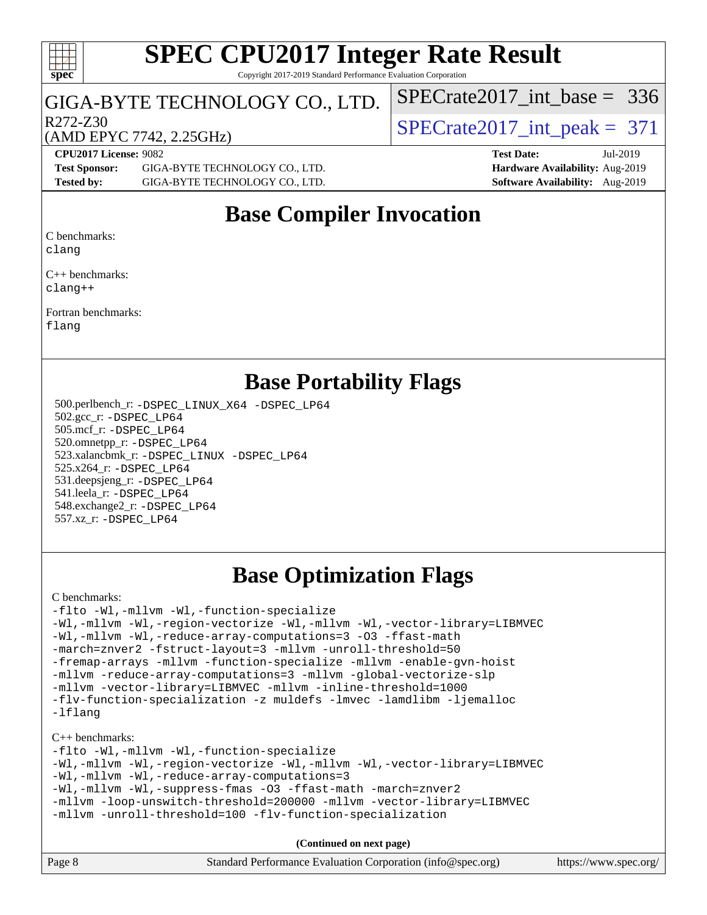## Base Compiler Invocation

C benchmarks:
clang

C++ benchmarks:
clang++

Fortran benchmarks:
flang

## Base Portability Flags

500.perlbench_r: -DSPEC_LINUX_X64 -DSPEC_LP64
502.gcc_r: -DSPEC_LP64
505.mcf_r: -DSPEC_LP64
520.omnetpp_r: -DSPEC_LP64
523.xalancbmk_r: -DSPEC_LINUX -DSPEC_LP64
525.x264_r: -DSPEC_LP64
531.deepsjeng_r: -DSPEC_LP64
541.leela_r: -DSPEC_LP64
548.exchange2_r: -DSPEC_LP64
557.xz_r: -DSPEC_LP64

## Base Optimization Flags

C benchmarks:

```
-flto -Wl,-mllvm -Wl,-function-specialize
-Wl,-mllvm -Wl,-region-vectorize -Wl,-mllvm -Wl,-vector-library=LIBMVEC
-Wl,-mllvm -Wl,-reduce-array-computations=3 -O3 -ffast-math
-march=znver2 -fstruct-layout=3 -mllvm -unroll-threshold=50
-fremap-arrays -mllvm -function-specialize -mllvm -enable-gvn-hoist
-mllvm -reduce-array-computations=3 -mllvm -global-vectorize-slp
-mllvm -vector-library=LIBMVEC -mllvm -inline-threshold=1000
-flv-function-specialization -z muldefs -lmvec -lamdlibm -ljemalloc
-lflang
```

C++ benchmarks:

```
-flto -Wl,-mllvm -Wl,-function-specialize
-Wl,-mllvm -Wl,-region-vectorize -Wl,-mllvm -Wl,-vector-library=LIBMVEC
-Wl,-mllvm -Wl,-reduce-array-computations=3
-Wl,-mllvm -Wl,-suppress-fmas -O3 -ffast-math -march=znver2
-mllvm -loop-unswitch-threshold=200000 -mllvm -vector-library=LIBMVEC
-mllvm -unroll-threshold=100 -flv-function-specialization
```

(Continued on next page)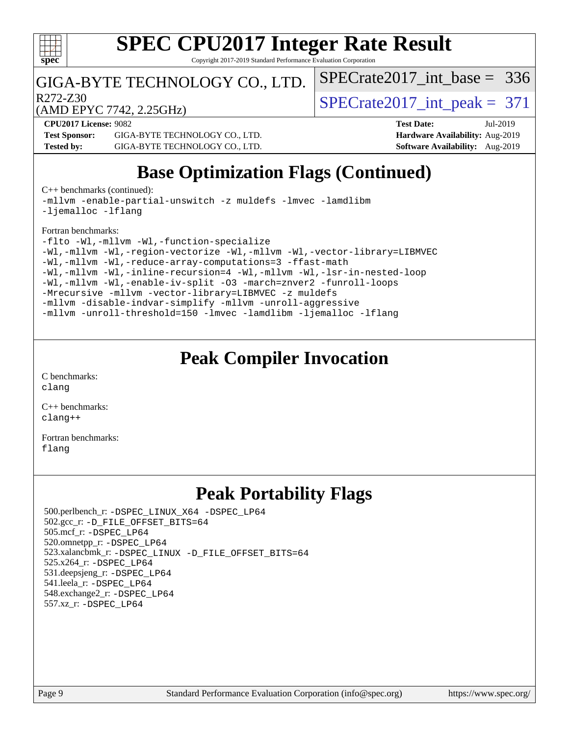## Base Optimization Flags (Continued)

C++ benchmarks (continued):

```
-mllvm -enable-partial-unswitch -z muldefs -lmvec -lamdlibm
-ljemalloc -lflang
```

Fortran benchmarks:

```
-flto -Wl,-mllvm -Wl,-function-specialize
-Wl,-mllvm -Wl,-region-vectorize -Wl,-mllvm -Wl,-vector-library=LIBMVEC
-Wl,-mllvm -Wl,-reduce-array-computations=3 -ffast-math
-Wl,-mllvm -Wl,-inline-recursion=4 -Wl,-mllvm -Wl,-lsr-in-nested-loop
-Wl,-mllvm -Wl,-enable-iv-split -O3 -march=znver2 -funroll-loops
-Mrecursive -mllvm -vector-library=LIBMVEC -z muldefs
-mllvm -disable-indvar-simplify -mllvm -unroll-aggressive
-mllvm -unroll-threshold=150 -lmvec -lamdlibm -ljemalloc -lflang
```

## Peak Compiler Invocation

C benchmarks:
`clang`

C++ benchmarks:
`clang++`

Fortran benchmarks:
`flang`

## Peak Portability Flags

500.perlbench_r: -DSPEC_LINUX_X64 -DSPEC_LP64
502.gcc_r: -D_FILE_OFFSET_BITS=64
505.mcf_r: -DSPEC_LP64
520.omnetpp_r: -DSPEC_LP64
523.xalancbmk_r: -DSPEC_LINUX -D_FILE_OFFSET_BITS=64
525.x264_r: -DSPEC_LP64
531.deepsjeng_r: -DSPEC_LP64
541.leela_r: -DSPEC_LP64
548.exchange2_r: -DSPEC_LP64
557.xz_r: -DSPEC_LP64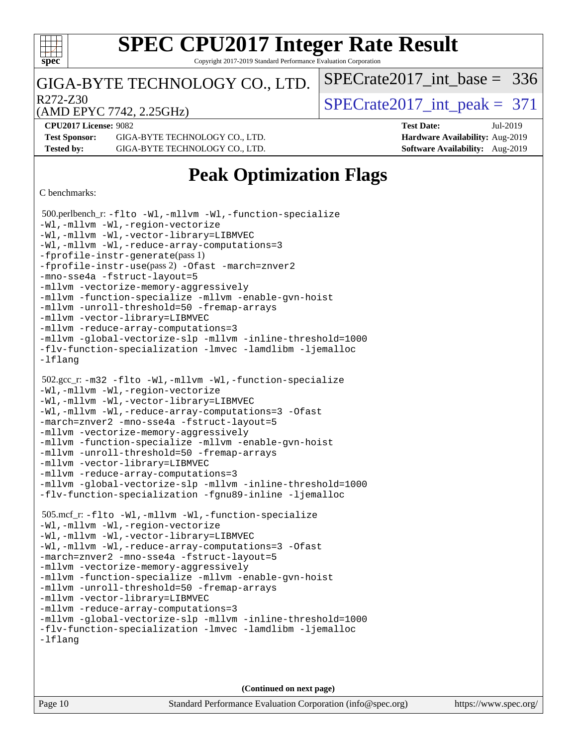# Peak Optimization Flags

C benchmarks:

500.perlbench_r: -flto -Wl,-mllvm -Wl,-function-specialize -Wl,-mllvm -Wl,-region-vectorize -Wl,-mllvm -Wl,-vector-library=LIBMVEC -Wl,-mllvm -Wl,-reduce-array-computations=3 -fprofile-instr-generate(pass 1) -fprofile-instr-use(pass 2) -Ofast -march=znver2 -mno-sse4a -fstruct-layout=5 -mllvm -vectorize-memory-aggressively -mllvm -function-specialize -mllvm -enable-gvn-hoist -mllvm -unroll-threshold=50 -fremap-arrays -mllvm -vector-library=LIBMVEC -mllvm -reduce-array-computations=3 -mllvm -global-vectorize-slp -mllvm -inline-threshold=1000 -flv-function-specialization -lmvec -lamdlibm -ljemalloc -lflang

502.gcc_r: -m32 -flto -Wl,-mllvm -Wl,-function-specialize -Wl,-mllvm -Wl,-region-vectorize -Wl,-mllvm -Wl,-vector-library=LIBMVEC -Wl,-mllvm -Wl,-reduce-array-computations=3 -Ofast -march=znver2 -mno-sse4a -fstruct-layout=5 -mllvm -vectorize-memory-aggressively -mllvm -function-specialize -mllvm -enable-gvn-hoist -mllvm -unroll-threshold=50 -fremap-arrays -mllvm -vector-library=LIBMVEC -mllvm -reduce-array-computations=3 -mllvm -global-vectorize-slp -mllvm -inline-threshold=1000 -flv-function-specialization -fgnu89-inline -ljemalloc

505.mcf_r: -flto -Wl,-mllvm -Wl,-function-specialize -Wl,-mllvm -Wl,-region-vectorize -Wl,-mllvm -Wl,-vector-library=LIBMVEC -Wl,-mllvm -Wl,-reduce-array-computations=3 -Ofast -march=znver2 -mno-sse4a -fstruct-layout=5 -mllvm -vectorize-memory-aggressively -mllvm -function-specialize -mllvm -enable-gvn-hoist -mllvm -unroll-threshold=50 -fremap-arrays -mllvm -vector-library=LIBMVEC -mllvm -reduce-array-computations=3 -mllvm -global-vectorize-slp -mllvm -inline-threshold=1000 -flv-function-specialization -lmvec -lamdlibm -ljemalloc -lflang

(Continued on next page)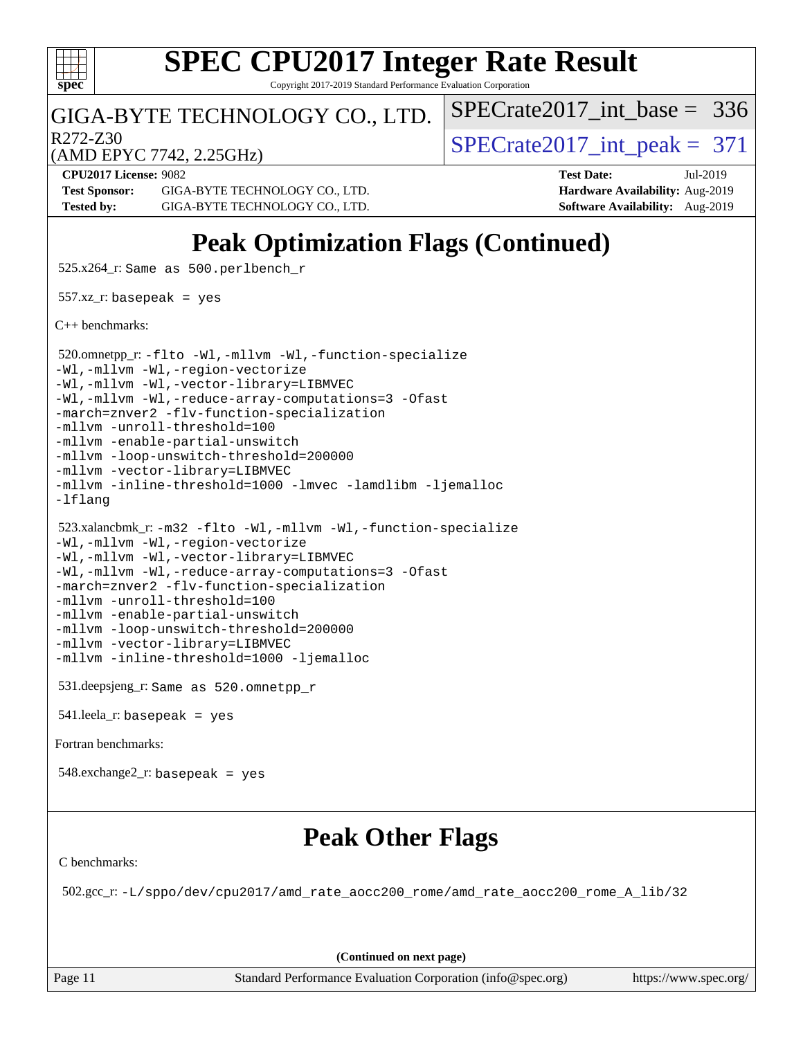# Peak Optimization Flags (Continued)

525.x264_r: Same as 500.perlbench_r

557.xz_r: basepeak = yes

C++ benchmarks:

520.omnetpp_r: -flto -Wl,-mllvm -Wl,-function-specialize -Wl,-mllvm -Wl,-region-vectorize -Wl,-mllvm -Wl,-vector-library=LIBMVEC -Wl,-mllvm -Wl,-reduce-array-computations=3 -Ofast -march=znver2 -flv-function-specialization -mllvm -unroll-threshold=100 -mllvm -enable-partial-unswitch -mllvm -loop-unswitch-threshold=200000 -mllvm -vector-library=LIBMVEC -mllvm -inline-threshold=1000 -lmvec -lamdlibm -ljemalloc -lflang

523.xalancbmk_r: -m32 -flto -Wl,-mllvm -Wl,-function-specialize -Wl,-mllvm -Wl,-region-vectorize -Wl,-mllvm -Wl,-vector-library=LIBMVEC -Wl,-mllvm -Wl,-reduce-array-computations=3 -Ofast -march=znver2 -flv-function-specialization -mllvm -unroll-threshold=100 -mllvm -enable-partial-unswitch -mllvm -loop-unswitch-threshold=200000 -mllvm -vector-library=LIBMVEC -mllvm -inline-threshold=1000 -ljemalloc

531.deepsjeng_r: Same as 520.omnetpp_r

541.leela_r: basepeak = yes

Fortran benchmarks:

548.exchange2_r: basepeak = yes

# Peak Other Flags

C benchmarks:

502.gcc_r: -L/sppo/dev/cpu2017/amd_rate_aocc200_rome/amd_rate_aocc200_rome_A_lib/32

(Continued on next page)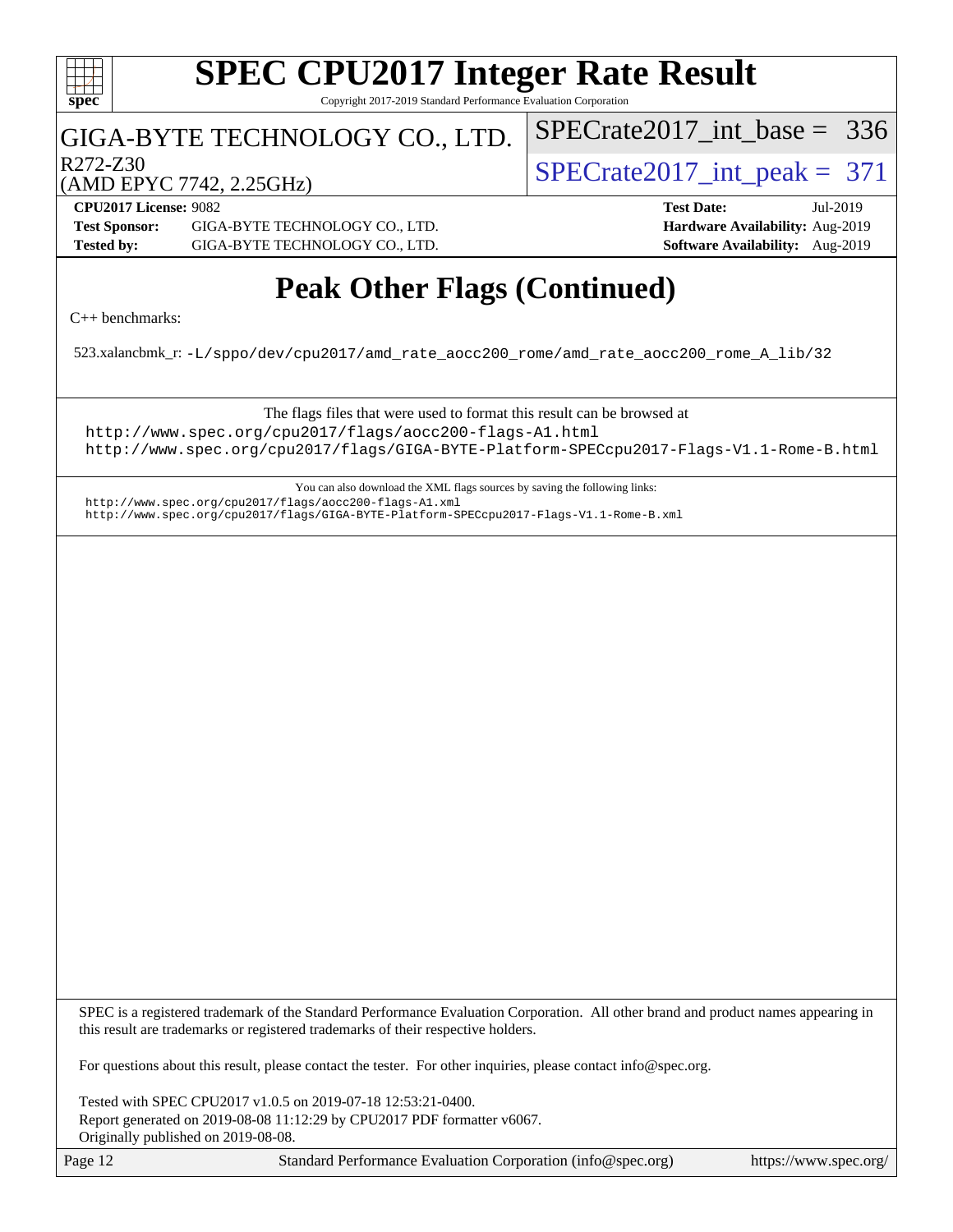# SPEC CPU2017 Integer Rate Result

Copyright 2017-2019 Standard Performance Evaluation Corporation

GIGA-BYTE TECHNOLOGY CO., LTD.

R272-Z30

(AMD EPYC 7742, 2.25GHz)

SPECrate2017_int_base = 336

SPECrate2017_int_peak = 371

**CPU2017 License:** 9082
**Test Sponsor:** GIGA-BYTE TECHNOLOGY CO., LTD.
**Tested by:** GIGA-BYTE TECHNOLOGY CO., LTD.

**Test Date:** Jul-2019
**Hardware Availability:** Aug-2019
**Software Availability:** Aug-2019

## Peak Other Flags (Continued)

C++ benchmarks:

523.xalancbmk_r: `-L/sppo/dev/cpu2017/amd_rate_aocc200_rome/amd_rate_aocc200_rome_A_lib/32`

The flags files that were used to format this result can be browsed at

http://www.spec.org/cpu2017/flags/aocc200-flags-A1.html
http://www.spec.org/cpu2017/flags/GIGA-BYTE-Platform-SPECcpu2017-Flags-V1.1-Rome-B.html

You can also download the XML flags sources by saving the following links:

http://www.spec.org/cpu2017/flags/aocc200-flags-A1.xml
http://www.spec.org/cpu2017/flags/GIGA-BYTE-Platform-SPECcpu2017-Flags-V1.1-Rome-B.xml

SPEC is a registered trademark of the Standard Performance Evaluation Corporation. All other brand and product names appearing in this result are trademarks or registered trademarks of their respective holders.

For questions about this result, please contact the tester. For other inquiries, please contact info@spec.org.

Tested with SPEC CPU2017 v1.0.5 on 2019-07-18 12:53:21-0400.
Report generated on 2019-08-08 11:12:29 by CPU2017 PDF formatter v6067.
Originally published on 2019-08-08.